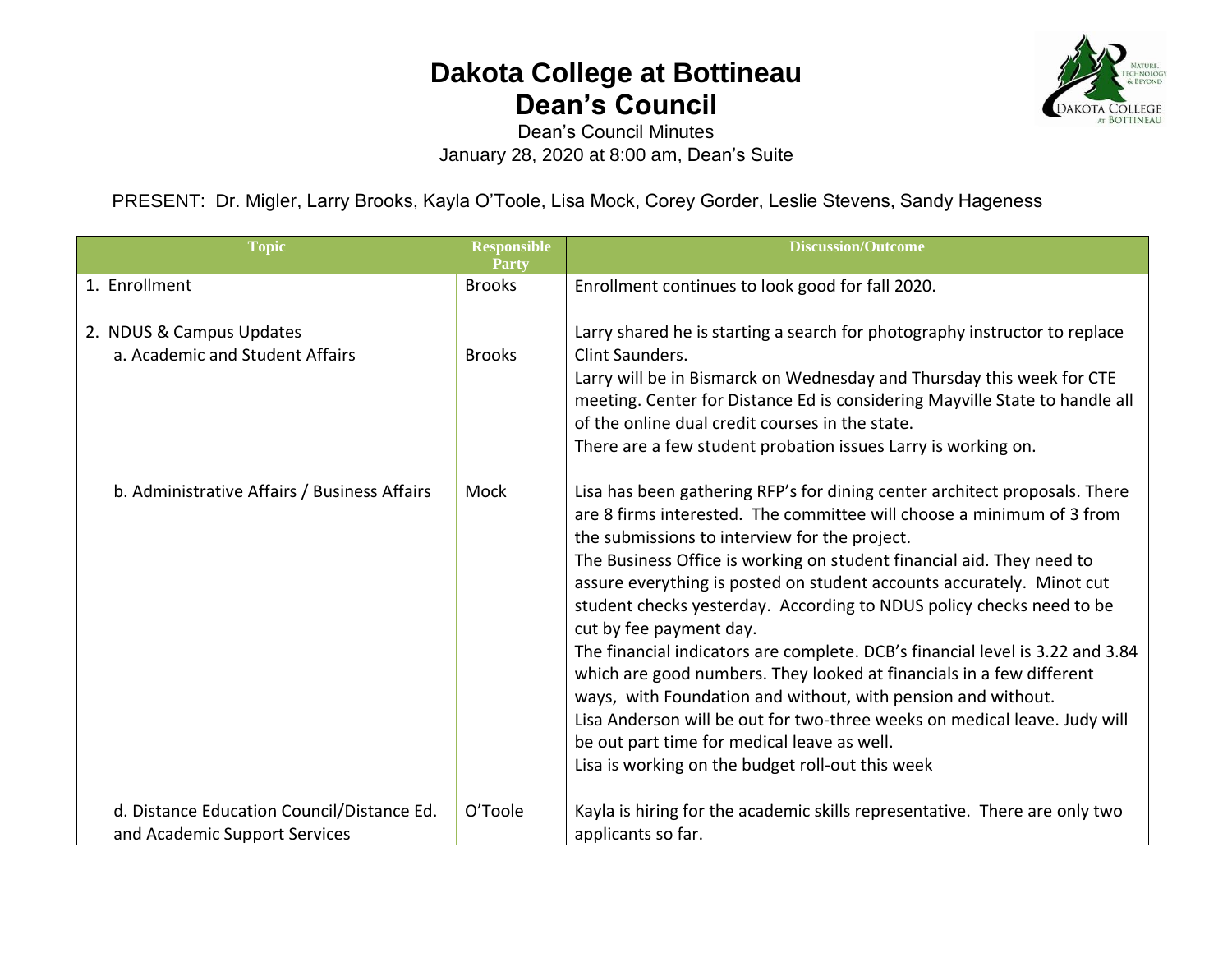# Dakota College at Bottineau
# Dean's Council

Dean's Council Minutes
January 28, 2020 at 8:00 am, Dean's Suite

PRESENT: Dr. Migler, Larry Brooks, Kayla O'Toole, Lisa Mock, Corey Gorder, Leslie Stevens, Sandy Hageness

| Topic | Responsible Party | Discussion/Outcome |
|---|---|---|
| 1. Enrollment | Brooks | Enrollment continues to look good for fall 2020. |
| 2. NDUS & Campus Updates<br>a. Academic and Student Affairs | Brooks | Larry shared he is starting a search for photography instructor to replace Clint Saunders.<br>Larry will be in Bismarck on Wednesday and Thursday this week for CTE meeting. Center for Distance Ed is considering Mayville State to handle all of the online dual credit courses in the state.<br>There are a few student probation issues Larry is working on. |
| b. Administrative Affairs / Business Affairs | Mock | Lisa has been gathering RFP's for dining center architect proposals. There are 8 firms interested. The committee will choose a minimum of 3 from the submissions to interview for the project.<br>The Business Office is working on student financial aid. They need to assure everything is posted on student accounts accurately. Minot cut student checks yesterday. According to NDUS policy checks need to be cut by fee payment day.<br>The financial indicators are complete. DCB's financial level is 3.22 and 3.84 which are good numbers. They looked at financials in a few different ways, with Foundation and without, with pension and without.<br>Lisa Anderson will be out for two-three weeks on medical leave. Judy will be out part time for medical leave as well.<br>Lisa is working on the budget roll-out this week |
| d. Distance Education Council/Distance Ed. and Academic Support Services | O'Toole | Kayla is hiring for the academic skills representative. There are only two applicants so far. |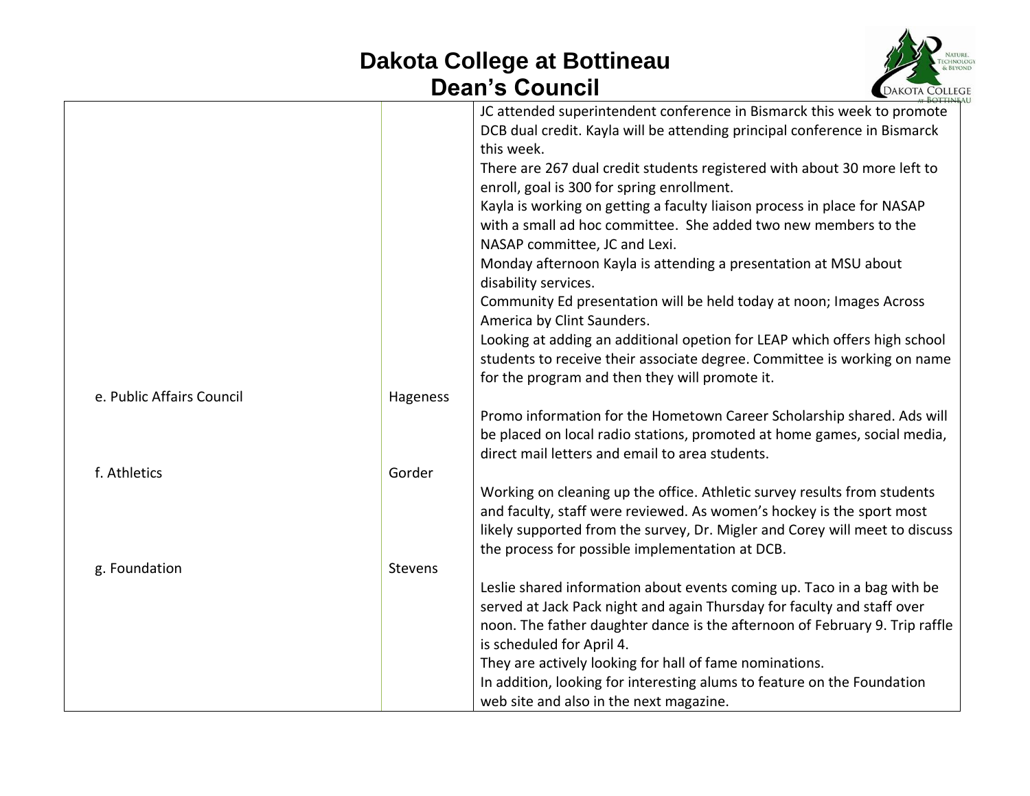# Dakota College at Bottineau
## Dean's Council

| | | |
|---|---|---|
| | | JC attended superintendent conference in Bismarck this week to promote DCB dual credit. Kayla will be attending principal conference in Bismarck this week.<br>There are 267 dual credit students registered with about 30 more left to enroll, goal is 300 for spring enrollment.<br>Kayla is working on getting a faculty liaison process in place for NASAP with a small ad hoc committee. She added two new members to the NASAP committee, JC and Lexi.<br>Monday afternoon Kayla is attending a presentation at MSU about disability services.<br>Community Ed presentation will be held today at noon; Images Across America by Clint Saunders.<br>Looking at adding an additional opetion for LEAP which offers high school students to receive their associate degree. Committee is working on name for the program and then they will promote it. |
| e. Public Affairs Council | Hageness | Promo information for the Hometown Career Scholarship shared. Ads will be placed on local radio stations, promoted at home games, social media, direct mail letters and email to area students. |
| f. Athletics | Gorder | Working on cleaning up the office. Athletic survey results from students and faculty, staff were reviewed. As women's hockey is the sport most likely supported from the survey, Dr. Migler and Corey will meet to discuss the process for possible implementation at DCB. |
| g. Foundation | Stevens | Leslie shared information about events coming up. Taco in a bag with be served at Jack Pack night and again Thursday for faculty and staff over noon. The father daughter dance is the afternoon of February 9. Trip raffle is scheduled for April 4.<br>They are actively looking for hall of fame nominations.<br>In addition, looking for interesting alums to feature on the Foundation web site and also in the next magazine. |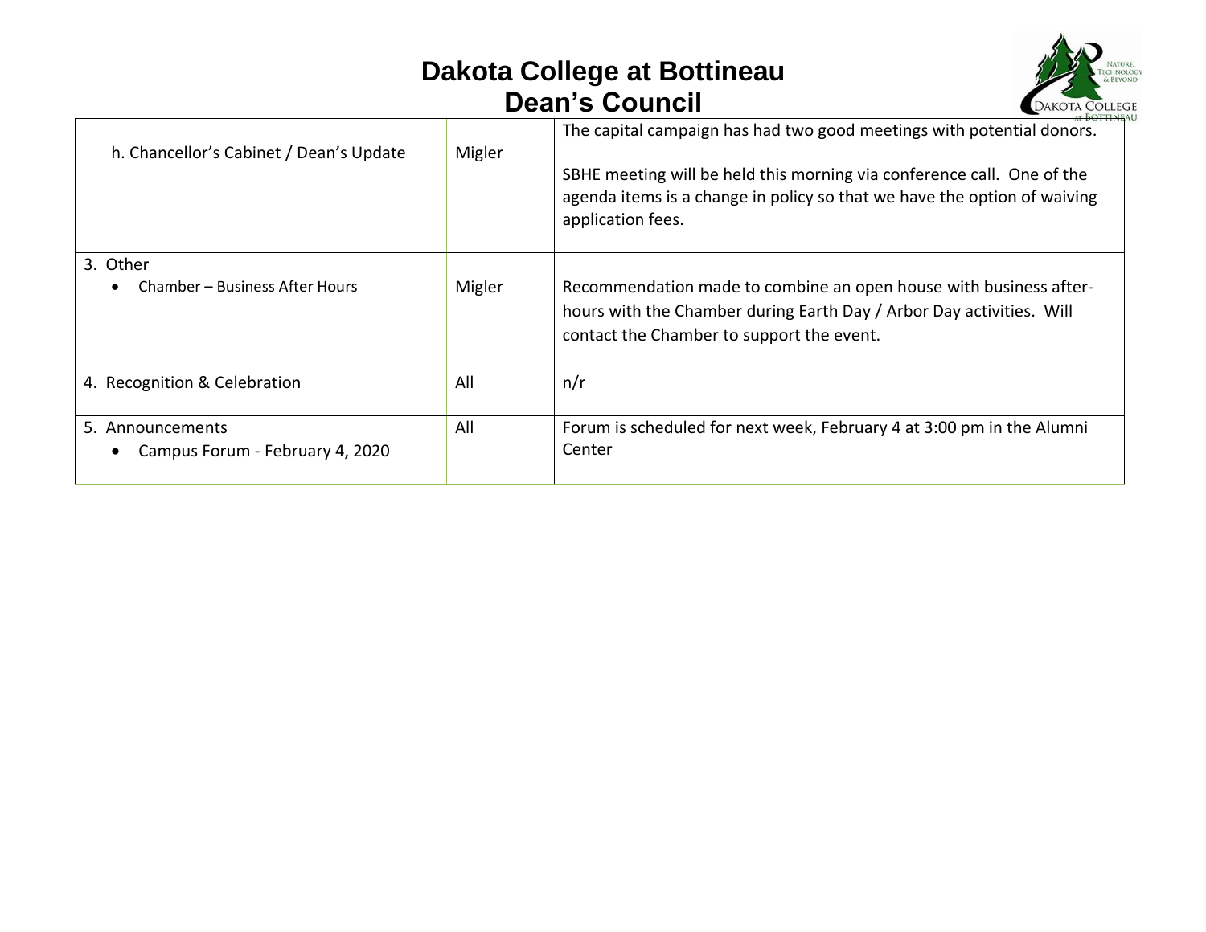# Dakota College at Bottineau
## Dean's Council

| | | |
|---|---|---|
| h. Chancellor's Cabinet / Dean's Update | Migler | The capital campaign has had two good meetings with potential donors.<br><br>SBHE meeting will be held this morning via conference call. One of the agenda items is a change in policy so that we have the option of waiving application fees. |
| 3. Other<br>• Chamber – Business After Hours | Migler | Recommendation made to combine an open house with business after-hours with the Chamber during Earth Day / Arbor Day activities. Will contact the Chamber to support the event. |
| 4. Recognition & Celebration | All | n/r |
| 5. Announcements<br>• Campus Forum - February 4, 2020 | All | Forum is scheduled for next week, February 4 at 3:00 pm in the Alumni Center |